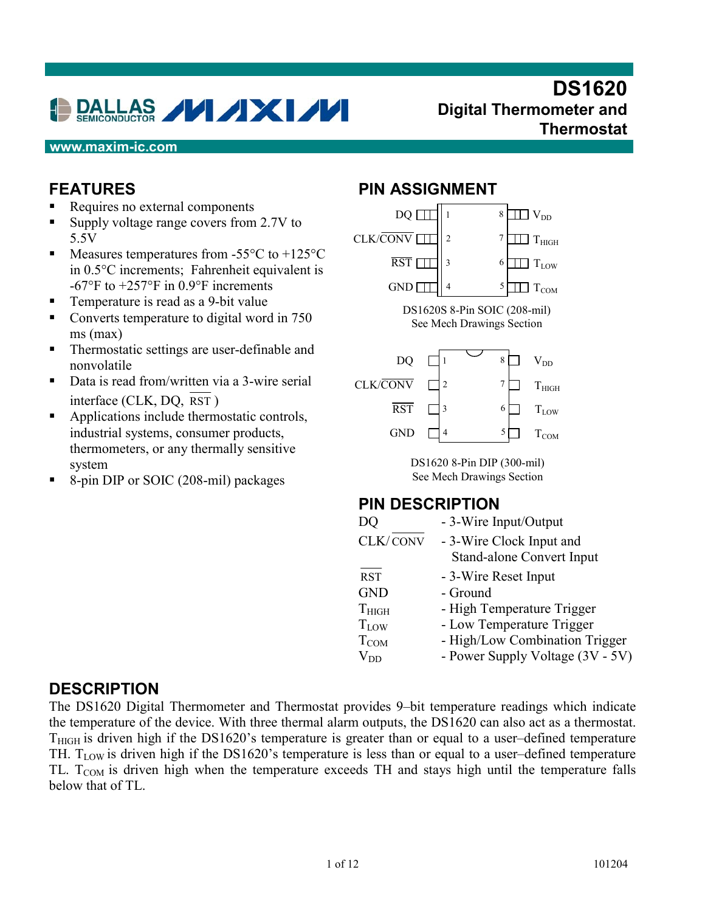# DS1620
## Digital Thermometer and Thermostat

www.maxim-ic.com

## FEATURES

- Requires no external components
- Supply voltage range covers from 2.7V to 5.5V
- Measures temperatures from -55°C to +125°C in 0.5°C increments; Fahrenheit equivalent is -67°F to +257°F in 0.9°F increments
- Temperature is read as a 9-bit value
- Converts temperature to digital word in 750 ms (max)
- Thermostatic settings are user-definable and nonvolatile
- Data is read from/written via a 3-wire serial interface (CLK, DQ, $\overline{\text{RST}}$)
- Applications include thermostatic controls, industrial systems, consumer products, thermometers, or any thermally sensitive system
- 8-pin DIP or SOIC (208-mil) packages

## PIN ASSIGNMENT

| Pin | Name | Pin | Name |
|---|---|---|---|
| 1 | DQ | 8 | $V_{DD}$ |
| 2 | CLK/$\overline{\text{CONV}}$ | 7 | $T_{HIGH}$ |
| 3 | $\overline{\text{RST}}$ | 6 | $T_{LOW}$ |
| 4 | GND | 5 | $T_{COM}$ |

DS1620S 8-Pin SOIC (208-mil)
See Mech Drawings Section

DS1620 8-Pin DIP (300-mil)
See Mech Drawings Section

## PIN DESCRIPTION

| | |
|---|---|
| DQ | - 3-Wire Input/Output |
| CLK/$\overline{\text{CONV}}$ | - 3-Wire Clock Input and Stand-alone Convert Input |
| $\overline{\text{RST}}$ | - 3-Wire Reset Input |
| GND | - Ground |
| $T_{HIGH}$ | - High Temperature Trigger |
| $T_{LOW}$ | - Low Temperature Trigger |
| $T_{COM}$ | - High/Low Combination Trigger |
| $V_{DD}$ | - Power Supply Voltage (3V - 5V) |

## DESCRIPTION

The DS1620 Digital Thermometer and Thermostat provides 9–bit temperature readings which indicate the temperature of the device. With three thermal alarm outputs, the DS1620 can also act as a thermostat. $T_{HIGH}$ is driven high if the DS1620's temperature is greater than or equal to a user–defined temperature TH. $T_{LOW}$ is driven high if the DS1620's temperature is less than or equal to a user–defined temperature TL. $T_{COM}$ is driven high when the temperature exceeds TH and stays high until the temperature falls below that of TL.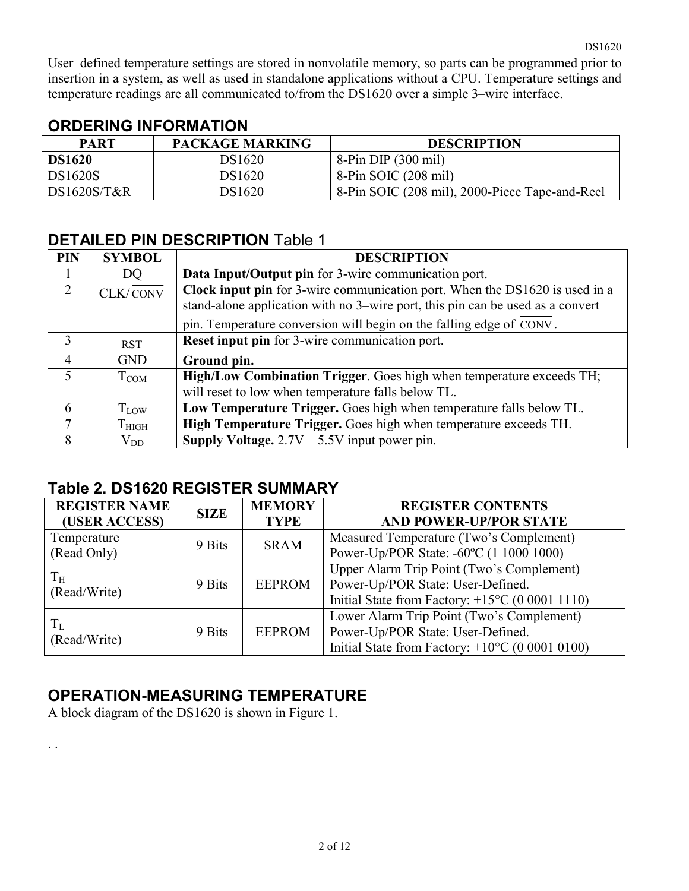User–defined temperature settings are stored in nonvolatile memory, so parts can be programmed prior to insertion in a system, as well as used in standalone applications without a CPU. Temperature settings and temperature readings are all communicated to/from the DS1620 over a simple 3–wire interface.

## ORDERING INFORMATION

| PART | PACKAGE MARKING | DESCRIPTION |
|---|---|---|
| **DS1620** | DS1620 | 8-Pin DIP (300 mil) |
| DS1620S | DS1620 | 8-Pin SOIC (208 mil) |
| DS1620S/T&R | DS1620 | 8-Pin SOIC (208 mil), 2000-Piece Tape-and-Reel |

## DETAILED PIN DESCRIPTION Table 1

| PIN | SYMBOL | DESCRIPTION |
|---|---|---|
| 1 | DQ | **Data Input/Output pin** for 3-wire communication port. |
| 2 | CLK/$\overline{\text{CONV}}$ | **Clock input pin** for 3-wire communication port. When the DS1620 is used in a stand-alone application with no 3–wire port, this pin can be used as a convert pin. Temperature conversion will begin on the falling edge of $\overline{\text{CONV}}$. |
| 3 | $\overline{\text{RST}}$ | **Reset input pin** for 3-wire communication port. |
| 4 | GND | **Ground pin.** |
| 5 | $T_{COM}$ | **High/Low Combination Trigger**. Goes high when temperature exceeds TH; will reset to low when temperature falls below TL. |
| 6 | $T_{LOW}$ | **Low Temperature Trigger.** Goes high when temperature falls below TL. |
| 7 | $T_{HIGH}$ | **High Temperature Trigger.** Goes high when temperature exceeds TH. |
| 8 | $V_{DD}$ | **Supply Voltage.** 2.7V – 5.5V input power pin. |

## Table 2. DS1620 REGISTER SUMMARY

| REGISTER NAME (USER ACCESS) | SIZE | MEMORY TYPE | REGISTER CONTENTS AND POWER-UP/POR STATE |
|---|---|---|---|
| Temperature (Read Only) | 9 Bits | SRAM | Measured Temperature (Two's Complement) Power-Up/POR State: -60ºC (1 1000 1000) |
| $T_H$ (Read/Write) | 9 Bits | EEPROM | Upper Alarm Trip Point (Two's Complement) Power-Up/POR State: User-Defined. Initial State from Factory: +15°C (0 0001 1110) |
| $T_L$ (Read/Write) | 9 Bits | EEPROM | Lower Alarm Trip Point (Two's Complement) Power-Up/POR State: User-Defined. Initial State from Factory: +10°C (0 0001 0100) |

## OPERATION-MEASURING TEMPERATURE

A block diagram of the DS1620 is shown in Figure 1.

. .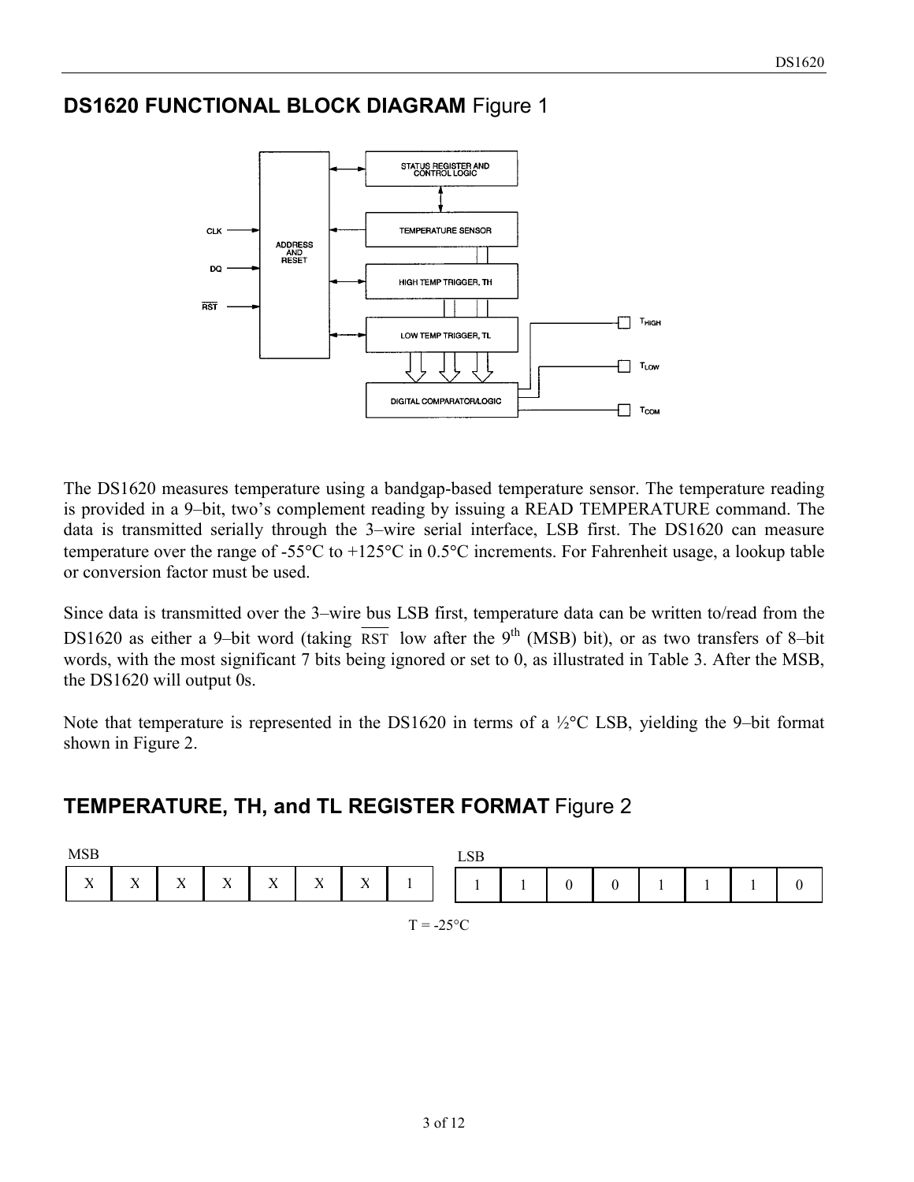## DS1620 FUNCTIONAL BLOCK DIAGRAM Figure 1

The DS1620 measures temperature using a bandgap-based temperature sensor. The temperature reading is provided in a 9–bit, two's complement reading by issuing a READ TEMPERATURE command. The data is transmitted serially through the 3–wire serial interface, LSB first. The DS1620 can measure temperature over the range of -55°C to +125°C in 0.5°C increments. For Fahrenheit usage, a lookup table or conversion factor must be used.

Since data is transmitted over the 3–wire bus LSB first, temperature data can be written to/read from the DS1620 as either a 9–bit word (taking $\overline{RST}$ low after the 9th (MSB) bit), or as two transfers of 8–bit words, with the most significant 7 bits being ignored or set to 0, as illustrated in Table 3. After the MSB, the DS1620 will output 0s.

Note that temperature is represented in the DS1620 in terms of a ½°C LSB, yielding the 9–bit format shown in Figure 2.

## TEMPERATURE, TH, and TL REGISTER FORMAT Figure 2

| MSB | | | | | | | | | LSB | | | | | | |
|---|---|---|---|---|---|---|---|---|---|---|---|---|---|---|---|
| X | X | X | X | X | X | X | 1 | 1 | 1 | 0 | 0 | 1 | 1 | 1 | 0 |

T = -25°C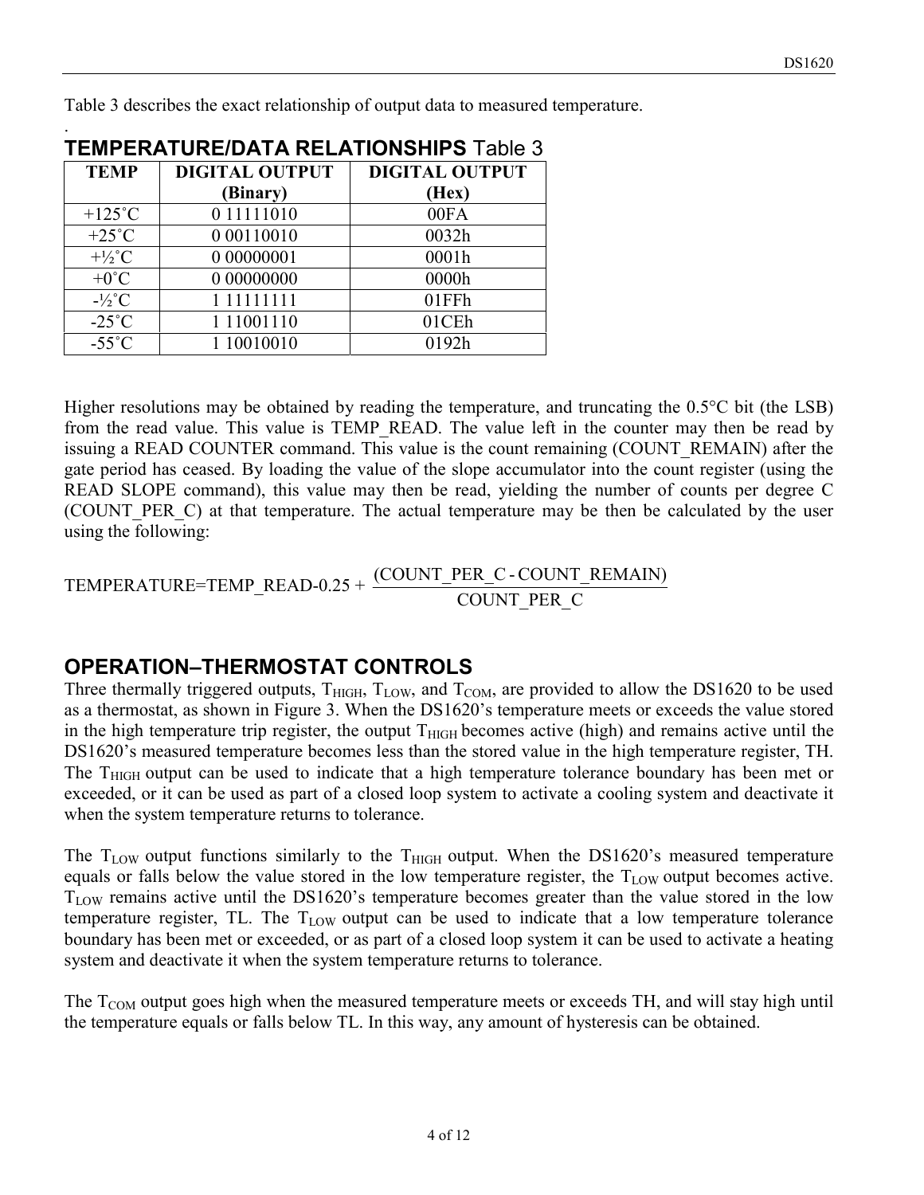Table 3 describes the exact relationship of output data to measured temperature.

## TEMPERATURE/DATA RELATIONSHIPS Table 3

| TEMP | DIGITAL OUTPUT (Binary) | DIGITAL OUTPUT (Hex) |
|---|---|---|
| +125˚C | 0 11111010 | 00FA |
| +25˚C | 0 00110010 | 0032h |
| +½˚C | 0 00000001 | 0001h |
| +0˚C | 0 00000000 | 0000h |
| -½˚C | 1 11111111 | 01FFh |
| -25˚C | 1 11001110 | 01CEh |
| -55˚C | 1 10010010 | 0192h |

Higher resolutions may be obtained by reading the temperature, and truncating the 0.5°C bit (the LSB) from the read value. This value is TEMP_READ. The value left in the counter may then be read by issuing a READ COUNTER command. This value is the count remaining (COUNT_REMAIN) after the gate period has ceased. By loading the value of the slope accumulator into the count register (using the READ SLOPE command), this value may then be read, yielding the number of counts per degree C (COUNT_PER_C) at that temperature. The actual temperature may be then be calculated by the user using the following:

$$\text{TEMPERATURE}=\text{TEMP\_READ}-0.25+\frac{(\text{COUNT\_PER\_C}-\text{COUNT\_REMAIN})}{\text{COUNT\_PER\_C}}$$

## OPERATION–THERMOSTAT CONTROLS

Three thermally triggered outputs, $T_{HIGH}$, $T_{LOW}$, and $T_{COM}$, are provided to allow the DS1620 to be used as a thermostat, as shown in Figure 3. When the DS1620's temperature meets or exceeds the value stored in the high temperature trip register, the output $T_{HIGH}$ becomes active (high) and remains active until the DS1620's measured temperature becomes less than the stored value in the high temperature register, TH. The $T_{HIGH}$ output can be used to indicate that a high temperature tolerance boundary has been met or exceeded, or it can be used as part of a closed loop system to activate a cooling system and deactivate it when the system temperature returns to tolerance.

The $T_{LOW}$ output functions similarly to the $T_{HIGH}$ output. When the DS1620's measured temperature equals or falls below the value stored in the low temperature register, the $T_{LOW}$ output becomes active. $T_{LOW}$ remains active until the DS1620's temperature becomes greater than the value stored in the low temperature register, TL. The $T_{LOW}$ output can be used to indicate that a low temperature tolerance boundary has been met or exceeded, or as part of a closed loop system it can be used to activate a heating system and deactivate it when the system temperature returns to tolerance.

The $T_{COM}$ output goes high when the measured temperature meets or exceeds TH, and will stay high until the temperature equals or falls below TL. In this way, any amount of hysteresis can be obtained.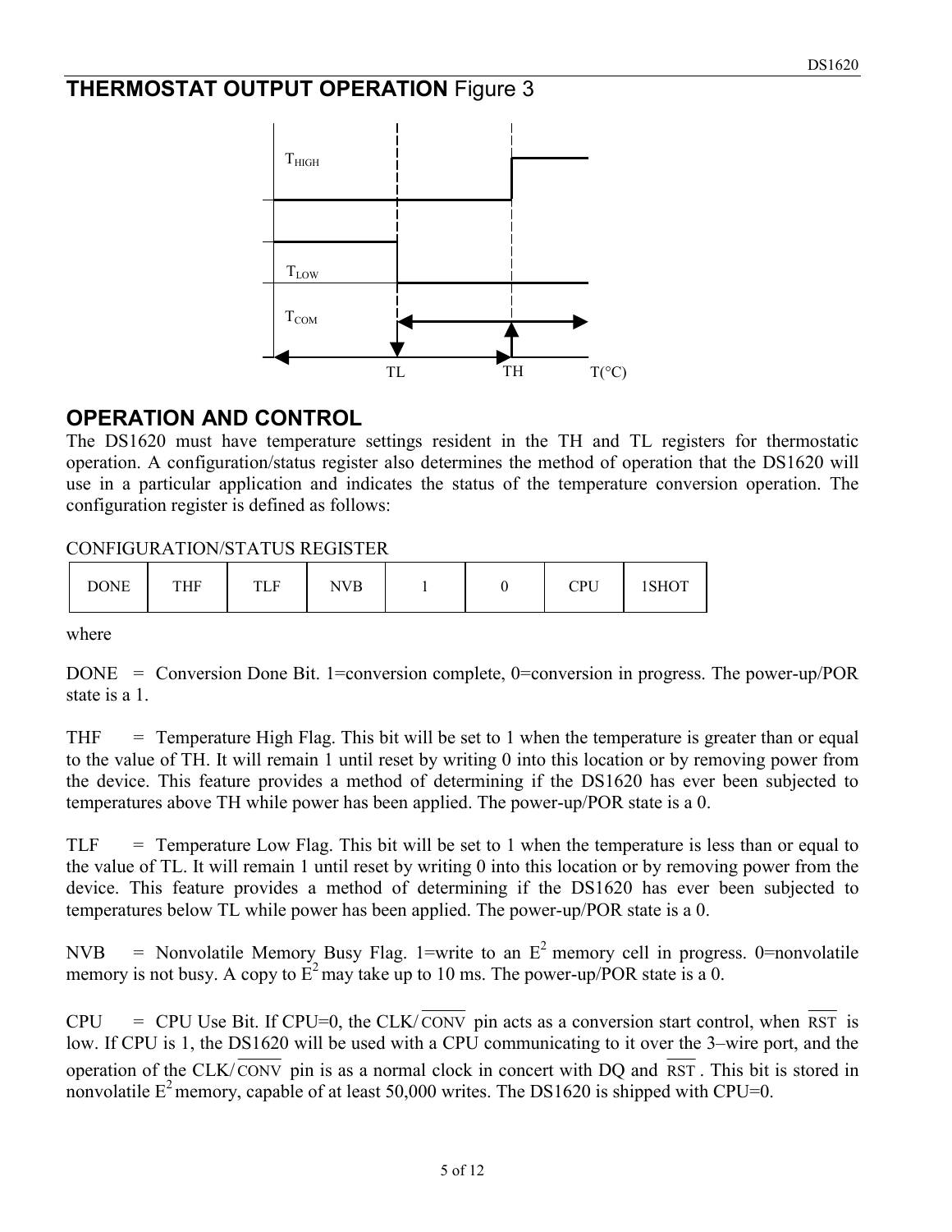## THERMOSTAT OUTPUT OPERATION Figure 3

$T_{HIGH}$

$T_{LOW}$

$T_{COM}$

TL TH T(°C)

## OPERATION AND CONTROL

The DS1620 must have temperature settings resident in the TH and TL registers for thermostatic operation. A configuration/status register also determines the method of operation that the DS1620 will use in a particular application and indicates the status of the temperature conversion operation. The configuration register is defined as follows:

CONFIGURATION/STATUS REGISTER

| DONE | THF | TLF | NVB | 1 | 0 | CPU | 1SHOT |
|---|---|---|---|---|---|---|---|

where

DONE = Conversion Done Bit. 1=conversion complete, 0=conversion in progress. The power-up/POR state is a 1.

THF = Temperature High Flag. This bit will be set to 1 when the temperature is greater than or equal to the value of TH. It will remain 1 until reset by writing 0 into this location or by removing power from the device. This feature provides a method of determining if the DS1620 has ever been subjected to temperatures above TH while power has been applied. The power-up/POR state is a 0.

TLF = Temperature Low Flag. This bit will be set to 1 when the temperature is less than or equal to the value of TL. It will remain 1 until reset by writing 0 into this location or by removing power from the device. This feature provides a method of determining if the DS1620 has ever been subjected to temperatures below TL while power has been applied. The power-up/POR state is a 0.

NVB = Nonvolatile Memory Busy Flag. 1=write to an $E^2$ memory cell in progress. 0=nonvolatile memory is not busy. A copy to $E^2$ may take up to 10 ms. The power-up/POR state is a 0.

CPU = CPU Use Bit. If CPU=0, the CLK/$\overline{\text{CONV}}$ pin acts as a conversion start control, when $\overline{\text{RST}}$ is low. If CPU is 1, the DS1620 will be used with a CPU communicating to it over the 3–wire port, and the operation of the CLK/$\overline{\text{CONV}}$ pin is as a normal clock in concert with DQ and $\overline{\text{RST}}$. This bit is stored in nonvolatile $E^2$ memory, capable of at least 50,000 writes. The DS1620 is shipped with CPU=0.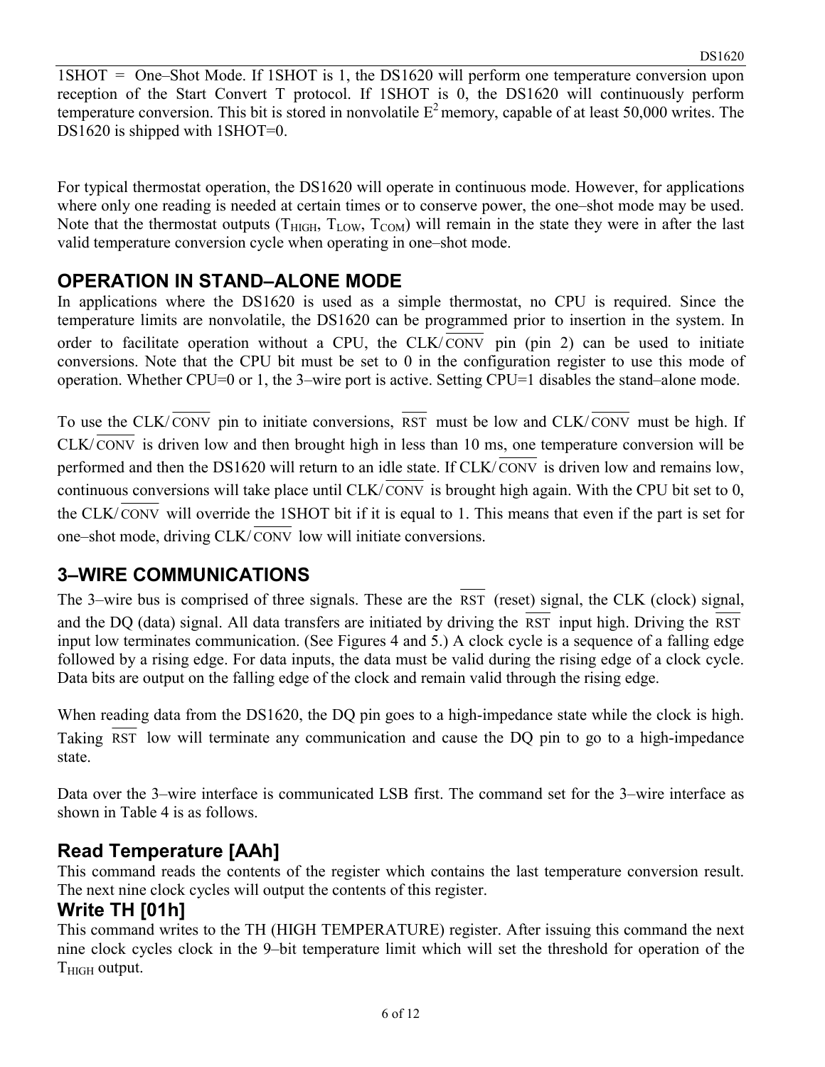1SHOT = One–Shot Mode. If 1SHOT is 1, the DS1620 will perform one temperature conversion upon reception of the Start Convert T protocol. If 1SHOT is 0, the DS1620 will continuously perform temperature conversion. This bit is stored in nonvolatile $E^2$ memory, capable of at least 50,000 writes. The DS1620 is shipped with 1SHOT=0.

For typical thermostat operation, the DS1620 will operate in continuous mode. However, for applications where only one reading is needed at certain times or to conserve power, the one–shot mode may be used. Note that the thermostat outputs ($T_{HIGH}$, $T_{LOW}$, $T_{COM}$) will remain in the state they were in after the last valid temperature conversion cycle when operating in one–shot mode.

## OPERATION IN STAND–ALONE MODE

In applications where the DS1620 is used as a simple thermostat, no CPU is required. Since the temperature limits are nonvolatile, the DS1620 can be programmed prior to insertion in the system. In order to facilitate operation without a CPU, the CLK/$\overline{\text{CONV}}$ pin (pin 2) can be used to initiate conversions. Note that the CPU bit must be set to 0 in the configuration register to use this mode of operation. Whether CPU=0 or 1, the 3–wire port is active. Setting CPU=1 disables the stand–alone mode.

To use the CLK/$\overline{\text{CONV}}$ pin to initiate conversions, $\overline{\text{RST}}$ must be low and CLK/$\overline{\text{CONV}}$ must be high. If CLK/$\overline{\text{CONV}}$ is driven low and then brought high in less than 10 ms, one temperature conversion will be performed and then the DS1620 will return to an idle state. If CLK/$\overline{\text{CONV}}$ is driven low and remains low, continuous conversions will take place until CLK/$\overline{\text{CONV}}$ is brought high again. With the CPU bit set to 0, the CLK/$\overline{\text{CONV}}$ will override the 1SHOT bit if it is equal to 1. This means that even if the part is set for one–shot mode, driving CLK/$\overline{\text{CONV}}$ low will initiate conversions.

## 3–WIRE COMMUNICATIONS

The 3–wire bus is comprised of three signals. These are the $\overline{\text{RST}}$ (reset) signal, the CLK (clock) signal, and the DQ (data) signal. All data transfers are initiated by driving the $\overline{\text{RST}}$ input high. Driving the $\overline{\text{RST}}$ input low terminates communication. (See Figures 4 and 5.) A clock cycle is a sequence of a falling edge followed by a rising edge. For data inputs, the data must be valid during the rising edge of a clock cycle. Data bits are output on the falling edge of the clock and remain valid through the rising edge.

When reading data from the DS1620, the DQ pin goes to a high-impedance state while the clock is high. Taking $\overline{\text{RST}}$ low will terminate any communication and cause the DQ pin to go to a high-impedance state.

Data over the 3–wire interface is communicated LSB first. The command set for the 3–wire interface as shown in Table 4 is as follows.

### Read Temperature [AAh]

This command reads the contents of the register which contains the last temperature conversion result. The next nine clock cycles will output the contents of this register.

### Write TH [01h]

This command writes to the TH (HIGH TEMPERATURE) register. After issuing this command the next nine clock cycles clock in the 9–bit temperature limit which will set the threshold for operation of the $T_{HIGH}$ output.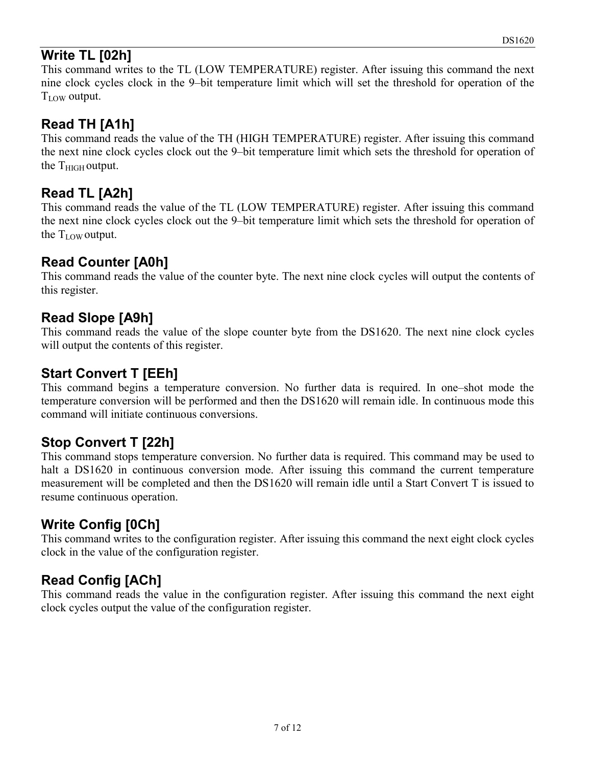## Write TL [02h]

This command writes to the TL (LOW TEMPERATURE) register. After issuing this command the next nine clock cycles clock in the 9–bit temperature limit which will set the threshold for operation of the $T_{LOW}$ output.

## Read TH [A1h]

This command reads the value of the TH (HIGH TEMPERATURE) register. After issuing this command the next nine clock cycles clock out the 9–bit temperature limit which sets the threshold for operation of the $T_{HIGH}$ output.

## Read TL [A2h]

This command reads the value of the TL (LOW TEMPERATURE) register. After issuing this command the next nine clock cycles clock out the 9–bit temperature limit which sets the threshold for operation of the $T_{LOW}$ output.

## Read Counter [A0h]

This command reads the value of the counter byte. The next nine clock cycles will output the contents of this register.

## Read Slope [A9h]

This command reads the value of the slope counter byte from the DS1620. The next nine clock cycles will output the contents of this register.

## Start Convert T [EEh]

This command begins a temperature conversion. No further data is required. In one–shot mode the temperature conversion will be performed and then the DS1620 will remain idle. In continuous mode this command will initiate continuous conversions.

## Stop Convert T [22h]

This command stops temperature conversion. No further data is required. This command may be used to halt a DS1620 in continuous conversion mode. After issuing this command the current temperature measurement will be completed and then the DS1620 will remain idle until a Start Convert T is issued to resume continuous operation.

## Write Config [0Ch]

This command writes to the configuration register. After issuing this command the next eight clock cycles clock in the value of the configuration register.

## Read Config [ACh]

This command reads the value in the configuration register. After issuing this command the next eight clock cycles output the value of the configuration register.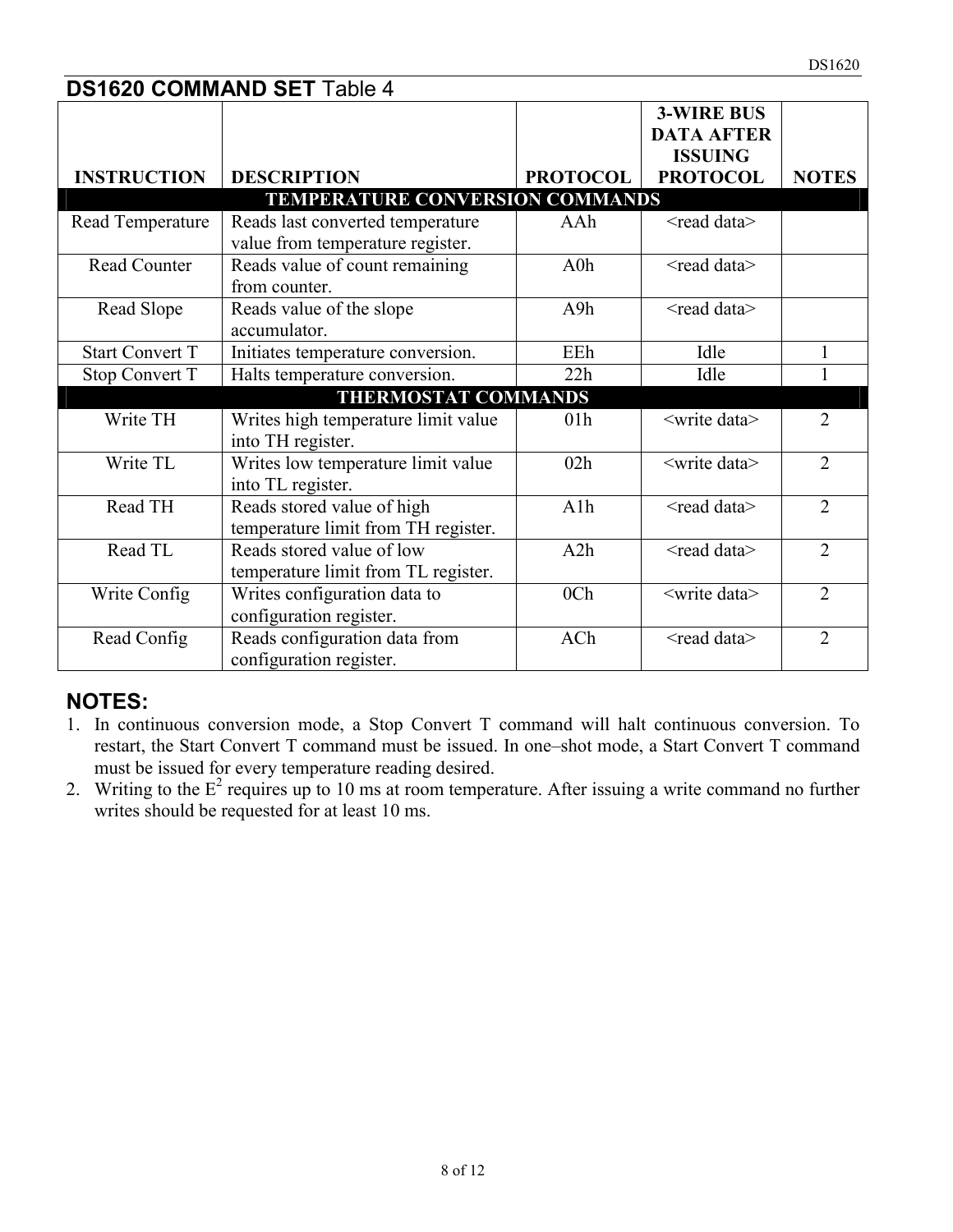## DS1620 COMMAND SET Table 4

| INSTRUCTION | DESCRIPTION | PROTOCOL | 3-WIRE BUS DATA AFTER ISSUING PROTOCOL | NOTES |
|---|---|---|---|---|
| **TEMPERATURE CONVERSION COMMANDS** | | | | |
| Read Temperature | Reads last converted temperature value from temperature register. | AAh | <read data> | |
| Read Counter | Reads value of count remaining from counter. | A0h | <read data> | |
| Read Slope | Reads value of the slope accumulator. | A9h | <read data> | |
| Start Convert T | Initiates temperature conversion. | EEh | Idle | 1 |
| Stop Convert T | Halts temperature conversion. | 22h | Idle | 1 |
| **THERMOSTAT COMMANDS** | | | | |
| Write TH | Writes high temperature limit value into TH register. | 01h | <write data> | 2 |
| Write TL | Writes low temperature limit value into TL register. | 02h | <write data> | 2 |
| Read TH | Reads stored value of high temperature limit from TH register. | A1h | <read data> | 2 |
| Read TL | Reads stored value of low temperature limit from TL register. | A2h | <read data> | 2 |
| Write Config | Writes configuration data to configuration register. | 0Ch | <write data> | 2 |
| Read Config | Reads configuration data from configuration register. | ACh | <read data> | 2 |

### NOTES:

1. In continuous conversion mode, a Stop Convert T command will halt continuous conversion. To restart, the Start Convert T command must be issued. In one–shot mode, a Start Convert T command must be issued for every temperature reading desired.
2. Writing to the $E^2$ requires up to 10 ms at room temperature. After issuing a write command no further writes should be requested for at least 10 ms.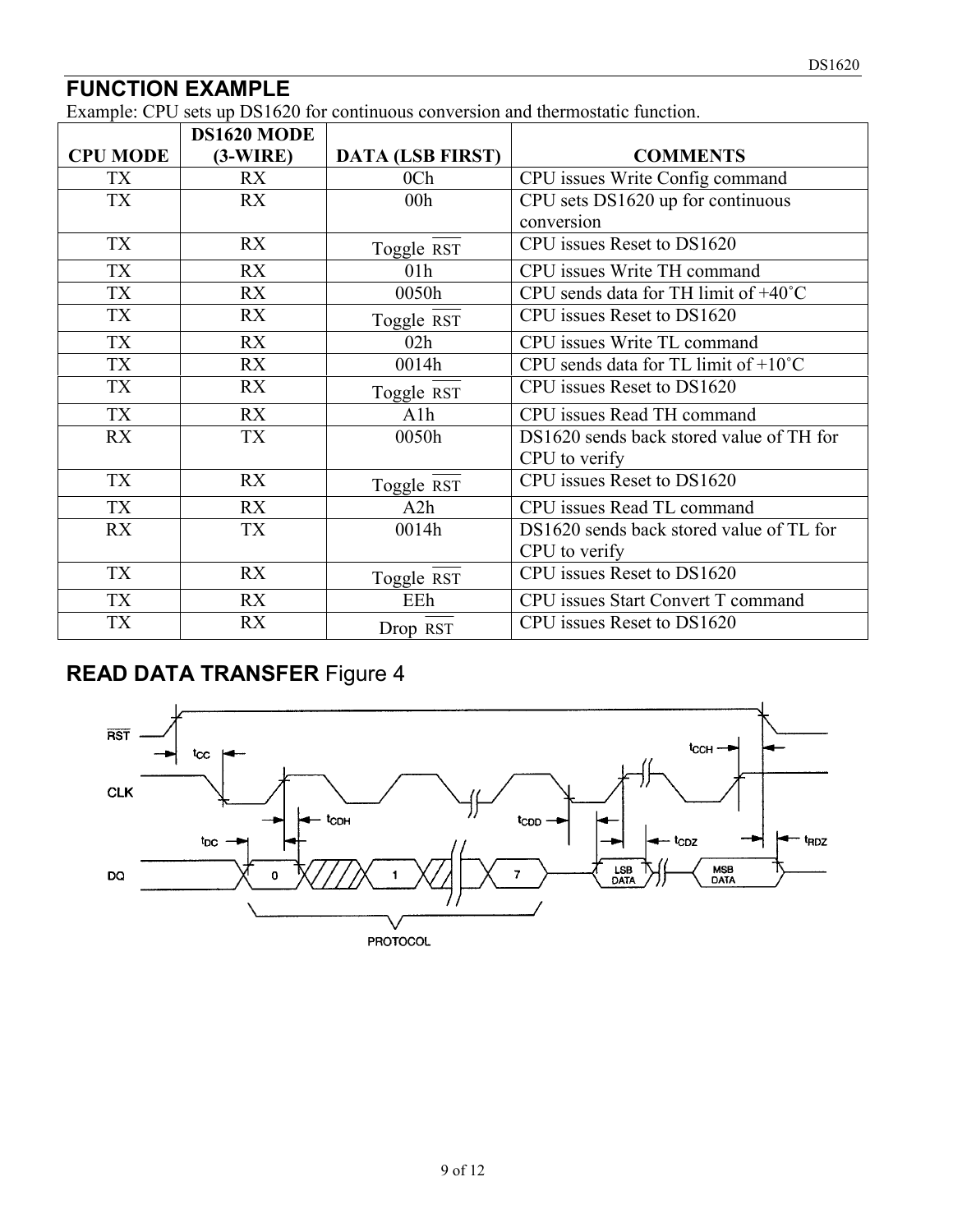## FUNCTION EXAMPLE

Example: CPU sets up DS1620 for continuous conversion and thermostatic function.

| CPU MODE | DS1620 MODE (3-WIRE) | DATA (LSB FIRST) | COMMENTS |
|---|---|---|---|
| TX | RX | 0Ch | CPU issues Write Config command |
| TX | RX | 00h | CPU sets DS1620 up for continuous conversion |
| TX | RX | Toggle $\overline{RST}$ | CPU issues Reset to DS1620 |
| TX | RX | 01h | CPU issues Write TH command |
| TX | RX | 0050h | CPU sends data for TH limit of +40˚C |
| TX | RX | Toggle $\overline{RST}$ | CPU issues Reset to DS1620 |
| TX | RX | 02h | CPU issues Write TL command |
| TX | RX | 0014h | CPU sends data for TL limit of +10˚C |
| TX | RX | Toggle $\overline{RST}$ | CPU issues Reset to DS1620 |
| TX | RX | A1h | CPU issues Read TH command |
| RX | TX | 0050h | DS1620 sends back stored value of TH for CPU to verify |
| TX | RX | Toggle $\overline{RST}$ | CPU issues Reset to DS1620 |
| TX | RX | A2h | CPU issues Read TL command |
| RX | TX | 0014h | DS1620 sends back stored value of TL for CPU to verify |
| TX | RX | Toggle $\overline{RST}$ | CPU issues Reset to DS1620 |
| TX | RX | EEh | CPU issues Start Convert T command |
| TX | RX | Drop $\overline{RST}$ | CPU issues Reset to DS1620 |

## READ DATA TRANSFER Figure 4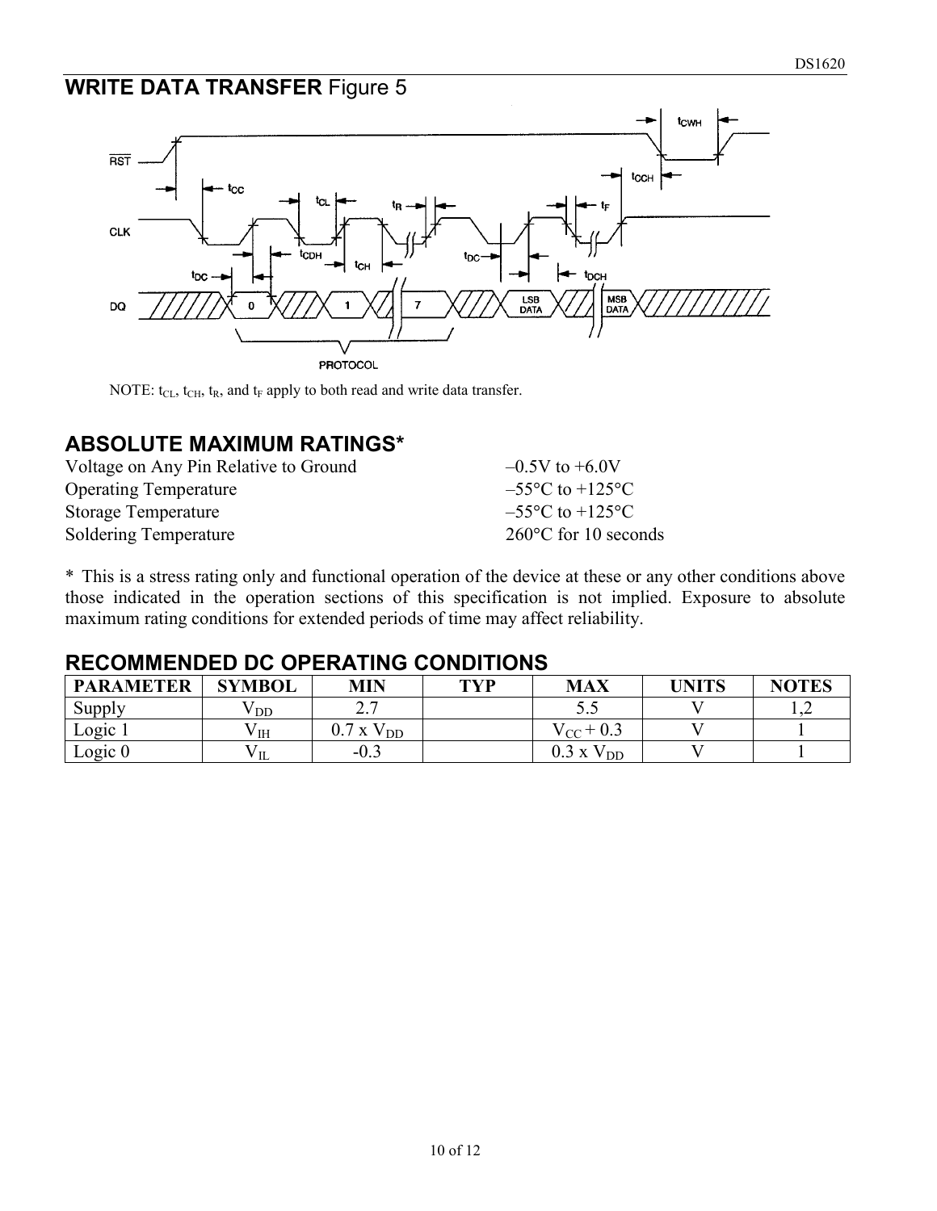## WRITE DATA TRANSFER Figure 5

NOTE: $t_{CL}$, $t_{CH}$, $t_R$, and $t_F$ apply to both read and write data transfer.

## ABSOLUTE MAXIMUM RATINGS*

| | |
|---|---|
| Voltage on Any Pin Relative to Ground | –0.5V to +6.0V |
| Operating Temperature | –55°C to +125°C |
| Storage Temperature | –55°C to +125°C |
| Soldering Temperature | 260°C for 10 seconds |

* This is a stress rating only and functional operation of the device at these or any other conditions above those indicated in the operation sections of this specification is not implied. Exposure to absolute maximum rating conditions for extended periods of time may affect reliability.

## RECOMMENDED DC OPERATING CONDITIONS

| PARAMETER | SYMBOL | MIN | TYP | MAX | UNITS | NOTES |
|---|---|---|---|---|---|---|
| Supply | $V_{DD}$ | 2.7 | | 5.5 | V | 1,2 |
| Logic 1 | $V_{IH}$ | 0.7 x $V_{DD}$ | | $V_{CC}$ + 0.3 | V | 1 |
| Logic 0 | $V_{IL}$ | -0.3 | | 0.3 x $V_{DD}$ | V | 1 |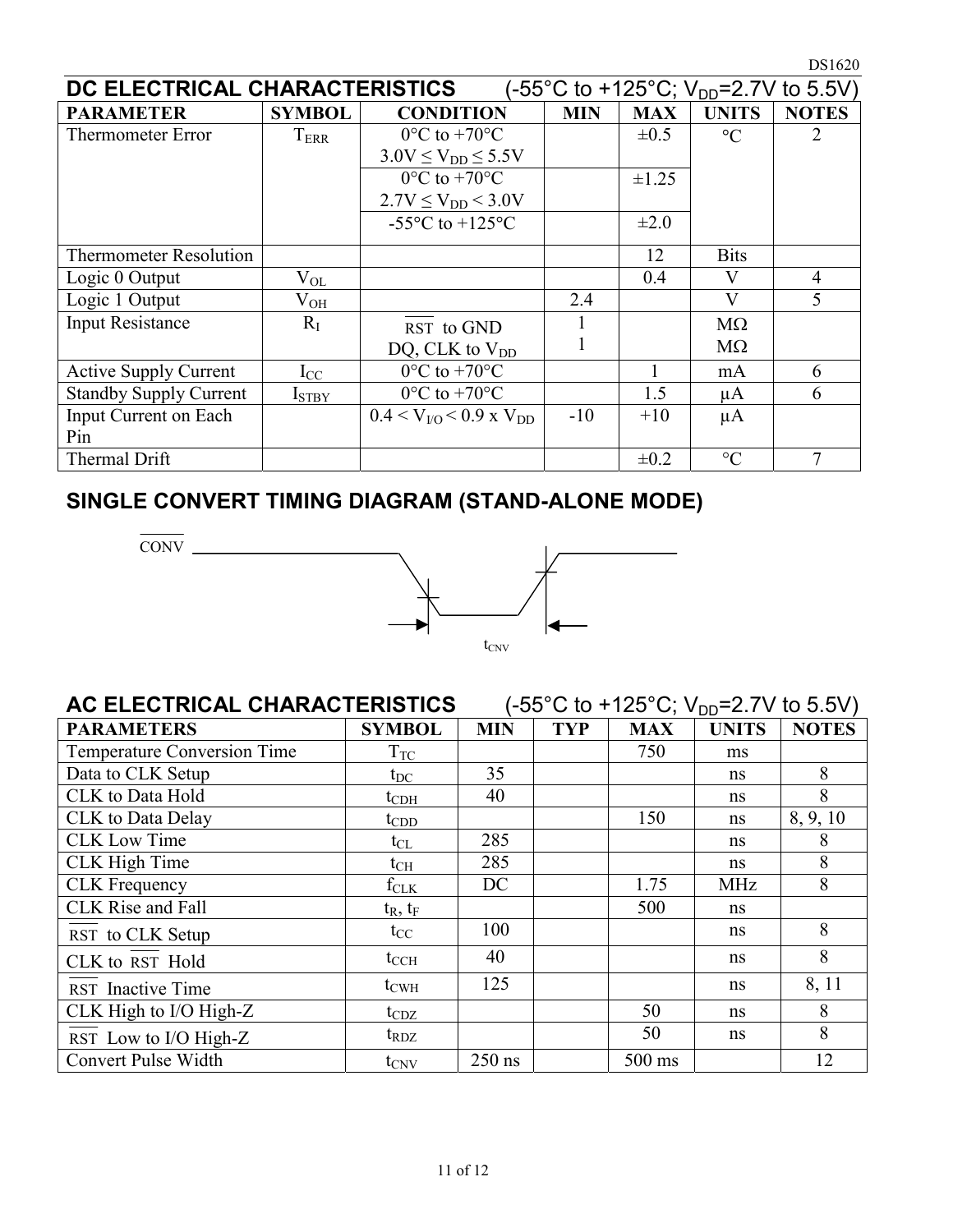## DC ELECTRICAL CHARACTERISTICS (-55°C to +125°C; $V_{DD}$=2.7V to 5.5V)

| PARAMETER | SYMBOL | CONDITION | MIN | MAX | UNITS | NOTES |
|---|---|---|---|---|---|---|
| Thermometer Error | $T_{ERR}$ | 0°C to +70°C<br>3.0V ≤ $V_{DD}$ ≤ 5.5V | | ±0.5 | °C | 2 |
| | | 0°C to +70°C<br>2.7V ≤ $V_{DD}$ < 3.0V | | ±1.25 | | |
| | | -55°C to +125°C | | ±2.0 | | |
| Thermometer Resolution | | | | 12 | Bits | |
| Logic 0 Output | $V_{OL}$ | | | 0.4 | V | 4 |
| Logic 1 Output | $V_{OH}$ | | 2.4 | | V | 5 |
| Input Resistance | $R_I$ | $\overline{RST}$ to GND<br>DQ, CLK to $V_{DD}$ | 1<br>1 | | MΩ<br>MΩ | |
| Active Supply Current | $I_{CC}$ | 0°C to +70°C | | 1 | mA | 6 |
| Standby Supply Current | $I_{STBY}$ | 0°C to +70°C | | 1.5 | µA | 6 |
| Input Current on Each Pin | | 0.4 < $V_{I/O}$ < 0.9 x $V_{DD}$ | -10 | +10 | µA | |
| Thermal Drift | | | | ±0.2 | °C | 7 |

## SINGLE CONVERT TIMING DIAGRAM (STAND-ALONE MODE)

$\overline{CONV}$

$t_{CNV}$

## AC ELECTRICAL CHARACTERISTICS (-55°C to +125°C; $V_{DD}$=2.7V to 5.5V)

| PARAMETERS | SYMBOL | MIN | TYP | MAX | UNITS | NOTES |
|---|---|---|---|---|---|---|
| Temperature Conversion Time | $T_{TC}$ | | | 750 | ms | |
| Data to CLK Setup | $t_{DC}$ | 35 | | | ns | 8 |
| CLK to Data Hold | $t_{CDH}$ | 40 | | | ns | 8 |
| CLK to Data Delay | $t_{CDD}$ | | | 150 | ns | 8, 9, 10 |
| CLK Low Time | $t_{CL}$ | 285 | | | ns | 8 |
| CLK High Time | $t_{CH}$ | 285 | | | ns | 8 |
| CLK Frequency | $f_{CLK}$ | DC | | 1.75 | MHz | 8 |
| CLK Rise and Fall | $t_R$, $t_F$ | | | 500 | ns | |
| $\overline{RST}$ to CLK Setup | $t_{CC}$ | 100 | | | ns | 8 |
| CLK to $\overline{RST}$ Hold | $t_{CCH}$ | 40 | | | ns | 8 |
| $\overline{RST}$ Inactive Time | $t_{CWH}$ | 125 | | | ns | 8, 11 |
| CLK High to I/O High-Z | $t_{CDZ}$ | | | 50 | ns | 8 |
| $\overline{RST}$ Low to I/O High-Z | $t_{RDZ}$ | | | 50 | ns | 8 |
| Convert Pulse Width | $t_{CNV}$ | 250 ns | | 500 ms | | 12 |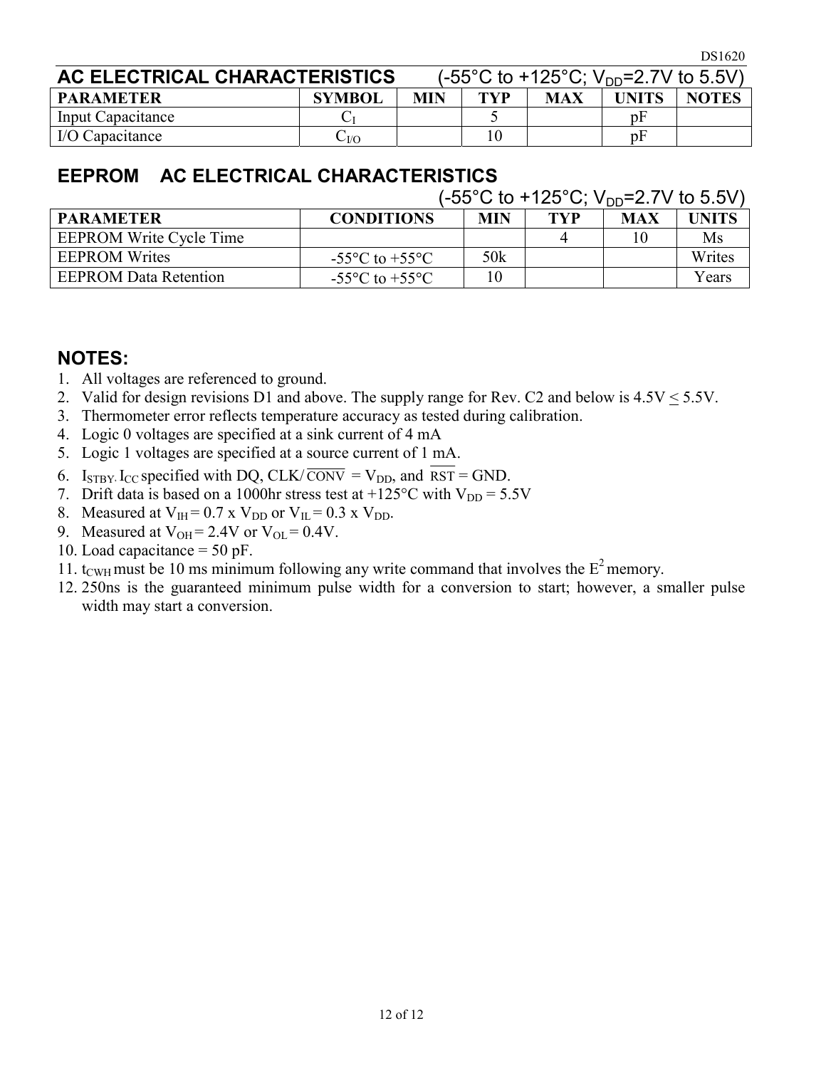## AC ELECTRICAL CHARACTERISTICS (-55°C to +125°C; $V_{DD}$=2.7V to 5.5V)

| PARAMETER | SYMBOL | MIN | TYP | MAX | UNITS | NOTES |
|---|---|---|---|---|---|---|
| Input Capacitance | $C_I$ | | 5 | | pF | |
| I/O Capacitance | $C_{I/O}$ | | 10 | | pF | |

## EEPROM AC ELECTRICAL CHARACTERISTICS (-55°C to +125°C; $V_{DD}$=2.7V to 5.5V)

| PARAMETER | CONDITIONS | MIN | TYP | MAX | UNITS |
|---|---|---|---|---|---|
| EEPROM Write Cycle Time | | | 4 | 10 | Ms |
| EEPROM Writes | -55°C to +55°C | 50k | | | Writes |
| EEPROM Data Retention | -55°C to +55°C | 10 | | | Years |

## NOTES:

1. All voltages are referenced to ground.
2. Valid for design revisions D1 and above. The supply range for Rev. C2 and below is 4.5V ≤ 5.5V.
3. Thermometer error reflects temperature accuracy as tested during calibration.
4. Logic 0 voltages are specified at a sink current of 4 mA
5. Logic 1 voltages are specified at a source current of 1 mA.
6. $I_{STBY}$, $I_{CC}$ specified with DQ, CLK/$\overline{CONV}$ = $V_{DD}$, and $\overline{RST}$ = GND.
7. Drift data is based on a 1000hr stress test at +125°C with $V_{DD}$ = 5.5V
8. Measured at $V_{IH}$ = 0.7 x $V_{DD}$ or $V_{IL}$ = 0.3 x $V_{DD}$.
9. Measured at $V_{OH}$ = 2.4V or $V_{OL}$ = 0.4V.
10. Load capacitance = 50 pF.
11. $t_{CWH}$ must be 10 ms minimum following any write command that involves the $E^2$ memory.
12. 250ns is the guaranteed minimum pulse width for a conversion to start; however, a smaller pulse width may start a conversion.